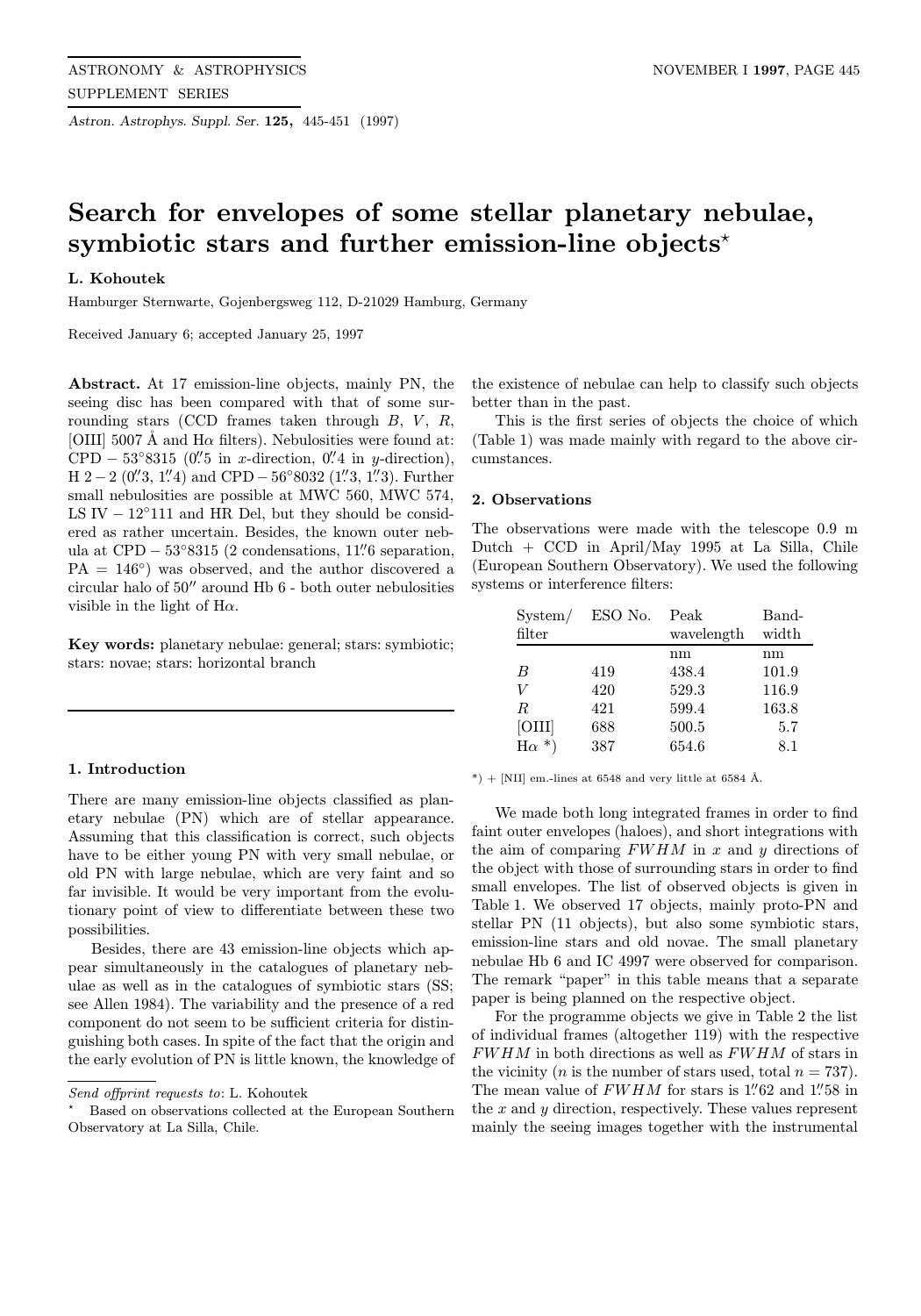# Search for envelopes of some stellar planetary nebulae, symbiotic stars and further emission-line objects*

**L. Kohoutek**

Hamburger Sternwarte, Gojenbergsweg 112, D-21029 Hamburg, Germany

Received January 6; accepted January 25, 1997

**Abstract.** At 17 emission-line objects, mainly PN, the seeing disc has been compared with that of some surrounding stars (CCD frames taken through $B$, $V$, $R$, [OIII] 5007 Å and H$\alpha$ filters). Nebulosities were found at: CPD $-$ 53°8315 (0.″5 in $x$-direction, 0.″4 in $y$-direction), H 2 $-$ 2 (0.″3, 1.″4) and CPD $-$ 56°8032 (1.″3, 1.″3). Further small nebulosities are possible at MWC 560, MWC 574, LS IV $-$ 12°111 and HR Del, but they should be considered as rather uncertain. Besides, the known outer nebula at CPD $-$ 53°8315 (2 condensations, 11.″6 separation, PA = 146°) was observed, and the author discovered a circular halo of 50″ around Hb 6 - both outer nebulosities visible in the light of H$\alpha$.

**Key words:** planetary nebulae: general; stars: symbiotic; stars: novae; stars: horizontal branch

## 1. Introduction

There are many emission-line objects classified as planetary nebulae (PN) which are of stellar appearance. Assuming that this classification is correct, such objects have to be either young PN with very small nebulae, or old PN with large nebulae, which are very faint and so far invisible. It would be very important from the evolutionary point of view to differentiate between these two possibilities.

Besides, there are 43 emission-line objects which appear simultaneously in the catalogues of planetary nebulae as well as in the catalogues of symbiotic stars (SS; see Allen 1984). The variability and the presence of a red component do not seem to be sufficient criteria for distinguishing both cases. In spite of the fact that the origin and the early evolution of PN is little known, the knowledge of the existence of nebulae can help to classify such objects better than in the past.

This is the first series of objects the choice of which (Table 1) was made mainly with regard to the above circumstances.

## 2. Observations

The observations were made with the telescope 0.9 m Dutch + CCD in April/May 1995 at La Silla, Chile (European Southern Observatory). We used the following systems or interference filters:

| System/ filter | ESO No. | Peak wavelength | Band-width |
|---|---|---|---|
| | | nm | nm |
| $B$ | 419 | 438.4 | 101.9 |
| $V$ | 420 | 529.3 | 116.9 |
| $R$ | 421 | 599.4 | 163.8 |
| [OIII] | 688 | 500.5 | 5.7 |
| H$\alpha$ *) | 387 | 654.6 | 8.1 |

*) + [NII] em.-lines at 6548 and very little at 6584 Å.

We made both long integrated frames in order to find faint outer envelopes (haloes), and short integrations with the aim of comparing $FWHM$ in $x$ and $y$ directions of the object with those of surrounding stars in order to find small envelopes. The list of observed objects is given in Table 1. We observed 17 objects, mainly proto-PN and stellar PN (11 objects), but also some symbiotic stars, emission-line stars and old novae. The small planetary nebulae Hb 6 and IC 4997 were observed for comparison. The remark "paper" in this table means that a separate paper is being planned on the respective object.

For the programme objects we give in Table 2 the list of individual frames (altogether 119) with the respective $FWHM$ in both directions as well as $FWHM$ of stars in the vicinity ($n$ is the number of stars used, total $n = 737$). The mean value of $FWHM$ for stars is 1.″62 and 1.″58 in the $x$ and $y$ direction, respectively. These values represent mainly the seeing images together with the instrumental

Send offprint requests to: L. Kohoutek

* Based on observations collected at the European Southern Observatory at La Silla, Chile.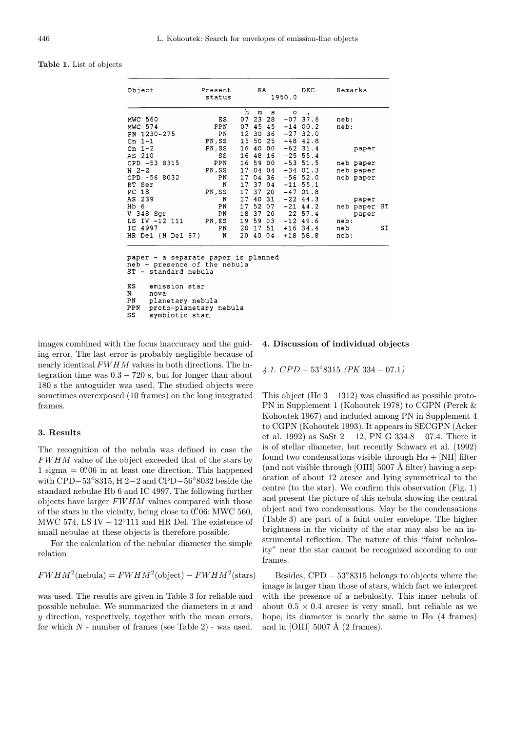**Table 1.** List of objects

| Object | Present status | RA (1950.0) h m s | DEC (1950.0) ° ′ | Remarks |
|---|---|---|---|---|
| MWC 560 | ES | 07 23 28 | −07 37.6 | neb: |
| MWC 574 | PPN | 07 45 45 | −14 00.2 | neb: |
| PN 1230-275 | PN | 12 30 36 | −27 32.0 | |
| Cn 1-1 | PN,SS | 15 50 25 | −48 42.8 | |
| Cn 1-2 | PN,SS | 16 40 00 | −62 31.4 | paper |
| AS 210 | SS | 16 48 16 | −25 55.4 | |
| CPD -53 8315 | PPN | 16 59 00 | −53 51.5 | neb paper |
| H 2-2 | PN,SS | 17 04 04 | −34 01.3 | neb paper |
| CPD -56 8032 | PN | 17 04 36 | −56 52.0 | neb paper |
| RT Ser | N | 17 37 04 | −11 55.1 | |
| PC 18 | PN,SS | 17 37 20 | −47 01.8 | |
| AS 239 | N | 17 40 31 | −22 44.3 | paper |
| Hb 6 | PN | 17 52 07 | −21 44.2 | neb paper ST |
| V 348 Sgr | PN | 18 37 20 | −22 57.4 | paper |
| LS IV -12 111 | PN,ES | 19 59 03 | −12 49.6 | neb: |
| IC 4997 | PN | 20 17 51 | +16 34.4 | neb ST |
| HR Del (N Del 67) | N | 20 40 04 | +18 58.8 | neb: |

paper - a separate paper is planned
neb - presence of the nebula
ST - standard nebula

ES emission star
N nova
PN planetary nebula
PPN proto-planetary nebula
SS symbiotic star.

images combined with the focus inaccuracy and the guiding error. The last error is probably negligible because of nearly identical $FWHM$ values in both directions. The integration time was $0.3 - 720$ s, but for longer than about 180 s the autoguider was used. The studied objects were sometimes overexposed (10 frames) on the long integrated frames.

## 3. Results

The recognition of the nebula was defined in case the $FWHM$ value of the object exceeded that of the stars by 1 sigma = 0.″06 in at least one direction. This happened with CPD−53°8315, H 2−2 and CPD−56°8032 beside the standard nebulae Hb 6 and IC 4997. The following further objects have larger $FWHM$ values compared with those of the stars in the vicinity, being close to 0.″06: MWC 560, MWC 574, LS IV − 12°111 and HR Del. The existence of small nebulae at these objects is therefore possible.

For the calculation of the nebular diameter the simple relation

$$FWHM^2(\text{nebula}) = FWHM^2(\text{object}) - FWHM^2(\text{stars})$$

was used. The results are given in Table 3 for reliable and possible nebulae. We summarized the diameters in $x$ and $y$ direction, respectively, together with the mean errors, for which $N$ - number of frames (see Table 2) - was used.

## 4. Discussion of individual objects

### 4.1. $CPD - 53°8315$ ($PK\ 334 - 07.1$)

This object (He 3 − 1312) was classified as possible proto-PN in Supplement 1 (Kohoutek 1978) to CGPN (Perek & Kohoutek 1967) and included among PN in Supplement 4 to CGPN (Kohoutek 1993). It appears in SECGPN (Acker et al. 1992) as SaSt 2 − 12, PN G 334.8 − 07.4. There it is of stellar diameter, but recently Schwarz et al. (1992) found two condensations visible through Hα + [NII] filter (and not visible through [OIII] 5007 Å filter) having a separation of about 12 arcsec and lying symmetrical to the centre (to the star). We confirm this observation (Fig. 1) and present the picture of this nebula showing the central object and two condensations. May be the condensations (Table 3) are part of a faint outer envelope. The higher brightness in the vicinity of the star may also be an instrumental reflection. The nature of this "faint nebulosity" near the star cannot be recognized according to our frames.

Besides, CPD − 53°8315 belongs to objects where the image is larger than those of stars, which fact we interpret with the presence of a nebulosity. This inner nebula of about 0.5 × 0.4 arcsec is very small, but reliable as we hope; its diameter is nearly the same in Hα (4 frames) and in [OIII] 5007 Å (2 frames).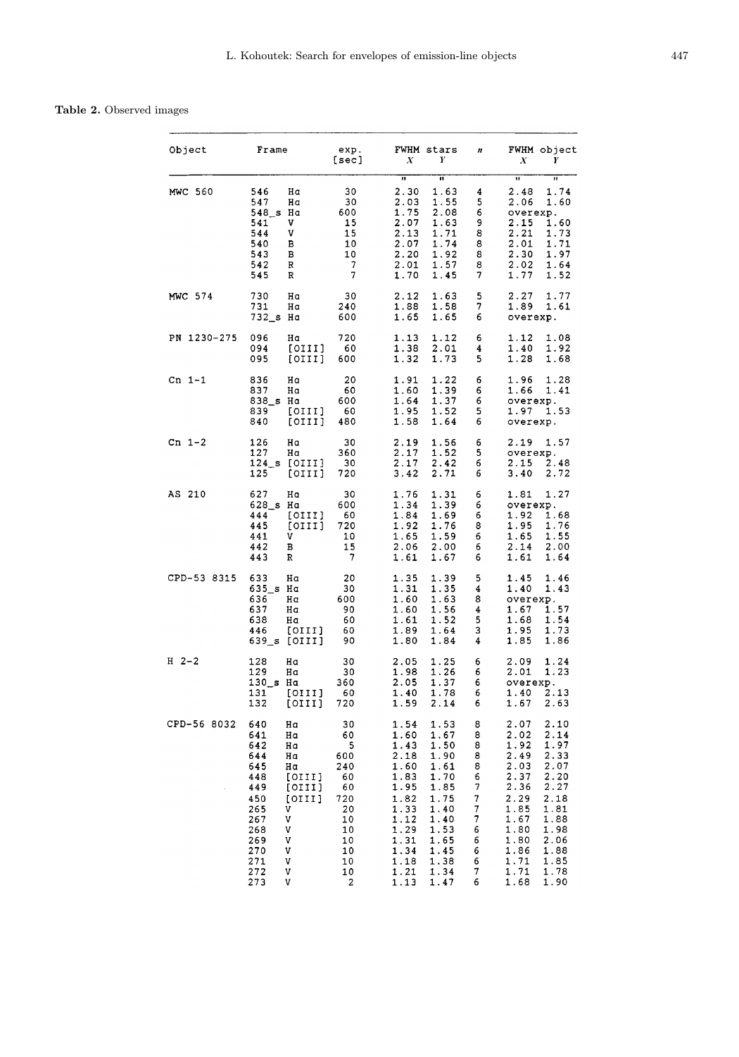**Table 2.** Observed images

| Object | Frame | | exp. [sec] | FWHM stars | | $n$ | FWHM object | |
|---|---|---|---|---|---|---|---|---|
| | | | | $X$ | $Y$ | | $X$ | $Y$ |
| | | | | " | " | | " | " |
| MWC 560 | 546 | Hα | 30 | 2.30 | 1.63 | 4 | 2.48 | 1.74 |
| | 547 | Hα | 30 | 2.03 | 1.55 | 5 | 2.06 | 1.60 |
| | 548_s | Hα | 600 | 1.75 | 2.08 | 6 | overexp. | |
| | 541 | V | 15 | 2.07 | 1.63 | 9 | 2.15 | 1.60 |
| | 544 | V | 15 | 2.13 | 1.71 | 8 | 2.21 | 1.73 |
| | 540 | B | 10 | 2.07 | 1.74 | 8 | 2.01 | 1.71 |
| | 543 | B | 10 | 2.20 | 1.92 | 8 | 2.30 | 1.97 |
| | 542 | R | 7 | 2.01 | 1.57 | 8 | 2.02 | 1.64 |
| | 545 | R | 7 | 1.70 | 1.45 | 7 | 1.77 | 1.52 |
| MWC 574 | 730 | Hα | 30 | 2.12 | 1.63 | 5 | 2.27 | 1.77 |
| | 731 | Hα | 240 | 1.88 | 1.58 | 7 | 1.89 | 1.61 |
| | 732_s | Hα | 600 | 1.65 | 1.65 | 6 | overexp. | |
| PN 1230-275 | 096 | Hα | 720 | 1.13 | 1.12 | 6 | 1.12 | 1.08 |
| | 094 | [OIII] | 60 | 1.38 | 2.01 | 4 | 1.40 | 1.92 |
| | 095 | [OIII] | 600 | 1.32 | 1.73 | 5 | 1.28 | 1.68 |
| Cn 1-1 | 836 | Hα | 20 | 1.91 | 1.22 | 6 | 1.96 | 1.28 |
| | 837 | Hα | 60 | 1.60 | 1.39 | 6 | 1.66 | 1.41 |
| | 838_s | Hα | 600 | 1.64 | 1.37 | 6 | overexp. | |
| | 839 | [OIII] | 60 | 1.95 | 1.52 | 5 | 1.97 | 1.53 |
| | 840 | [OIII] | 480 | 1.58 | 1.64 | 6 | overexp. | |
| Cn 1-2 | 126 | Hα | 30 | 2.19 | 1.56 | 6 | 2.19 | 1.57 |
| | 127 | Hα | 360 | 2.17 | 1.52 | 5 | overexp. | |
| | 124_s | [OIII] | 30 | 2.17 | 2.42 | 6 | 2.15 | 2.48 |
| | 125 | [OIII] | 720 | 3.42 | 2.71 | 6 | 3.40 | 2.72 |
| AS 210 | 627 | Hα | 30 | 1.76 | 1.31 | 6 | 1.81 | 1.27 |
| | 628_s | Hα | 600 | 1.34 | 1.39 | 6 | overexp. | |
| | 444 | [OIII] | 60 | 1.84 | 1.69 | 6 | 1.92 | 1.68 |
| | 445 | [OIII] | 720 | 1.92 | 1.76 | 8 | 1.95 | 1.76 |
| | 441 | V | 10 | 1.65 | 1.59 | 6 | 1.65 | 1.55 |
| | 442 | B | 15 | 2.06 | 2.00 | 6 | 2.14 | 2.00 |
| | 443 | R | 7 | 1.61 | 1.67 | 6 | 1.61 | 1.64 |
| CPD-53 8315 | 633 | Hα | 20 | 1.35 | 1.39 | 5 | 1.45 | 1.46 |
| | 635_s | Hα | 30 | 1.31 | 1.35 | 4 | 1.40 | 1.43 |
| | 636 | Hα | 600 | 1.60 | 1.63 | 8 | overexp. | |
| | 637 | Hα | 90 | 1.60 | 1.56 | 4 | 1.67 | 1.57 |
| | 638 | Hα | 60 | 1.61 | 1.52 | 5 | 1.68 | 1.54 |
| | 446 | [OIII] | 60 | 1.89 | 1.64 | 3 | 1.95 | 1.73 |
| | 639_s | [OIII] | 90 | 1.80 | 1.84 | 4 | 1.85 | 1.86 |
| H 2-2 | 128 | Hα | 30 | 2.05 | 1.25 | 6 | 2.09 | 1.24 |
| | 129 | Hα | 30 | 1.98 | 1.26 | 6 | 2.01 | 1.23 |
| | 130_s | Hα | 360 | 2.05 | 1.37 | 6 | overexp. | |
| | 131 | [OIII] | 60 | 1.40 | 1.78 | 6 | 1.40 | 2.13 |
| | 132 | [OIII] | 720 | 1.59 | 2.14 | 6 | 1.67 | 2.63 |
| CPD-56 8032 | 640 | Hα | 30 | 1.54 | 1.53 | 8 | 2.07 | 2.10 |
| | 641 | Hα | 60 | 1.60 | 1.67 | 8 | 2.02 | 2.14 |
| | 642 | Hα | 5 | 1.43 | 1.50 | 8 | 1.92 | 1.97 |
| | 644 | Hα | 600 | 2.18 | 1.90 | 8 | 2.49 | 2.33 |
| | 645 | Hα | 240 | 1.60 | 1.61 | 8 | 2.03 | 2.07 |
| | 448 | [OIII] | 60 | 1.83 | 1.70 | 6 | 2.37 | 2.20 |
| | 449 | [OIII] | 60 | 1.95 | 1.85 | 7 | 2.36 | 2.27 |
| | 450 | [OIII] | 720 | 1.82 | 1.75 | 7 | 2.29 | 2.18 |
| | 265 | V | 20 | 1.33 | 1.40 | 7 | 1.85 | 1.81 |
| | 267 | V | 10 | 1.12 | 1.40 | 7 | 1.67 | 1.88 |
| | 268 | V | 10 | 1.29 | 1.53 | 6 | 1.80 | 1.98 |
| | 269 | V | 10 | 1.31 | 1.65 | 6 | 1.80 | 2.06 |
| | 270 | V | 10 | 1.34 | 1.45 | 6 | 1.86 | 1.88 |
| | 271 | V | 10 | 1.18 | 1.38 | 6 | 1.71 | 1.85 |
| | 272 | V | 10 | 1.21 | 1.34 | 7 | 1.71 | 1.78 |
| | 273 | V | 2 | 1.13 | 1.47 | 6 | 1.68 | 1.90 |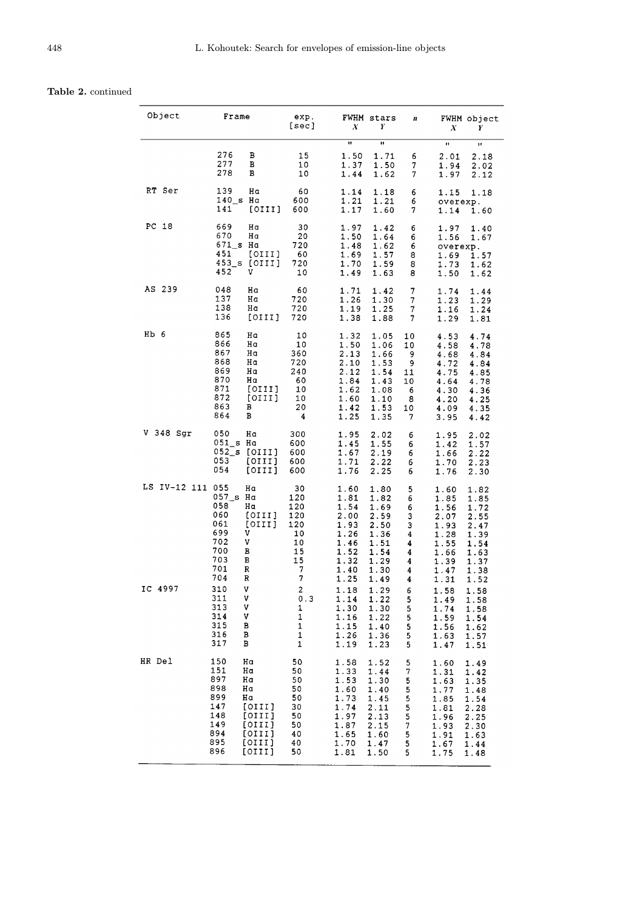**Table 2.** continued

| Object | Frame | | exp. [sec] | FWHM stars X | FWHM stars Y | n | FWHM object X | FWHM object Y |
|---|---|---|---|---|---|---|---|---|
| | | | | " | " | | " | " |
| | 276 | B | 15 | 1.50 | 1.71 | 6 | 2.01 | 2.18 |
| | 277 | B | 10 | 1.37 | 1.50 | 7 | 1.94 | 2.02 |
| | 278 | B | 10 | 1.44 | 1.62 | 7 | 1.97 | 2.12 |
| RT Ser | 139 | Hα | 60 | 1.14 | 1.18 | 6 | 1.15 | 1.18 |
| | 140_s | Hα | 600 | 1.21 | 1.21 | 6 | overexp. | |
| | 141 | [OIII] | 600 | 1.17 | 1.60 | 7 | 1.14 | 1.60 |
| PC 18 | 669 | Hα | 30 | 1.97 | 1.42 | 6 | 1.97 | 1.40 |
| | 670 | Hα | 20 | 1.50 | 1.64 | 6 | 1.56 | 1.67 |
| | 671_s | Hα | 720 | 1.48 | 1.62 | 6 | overexp. | |
| | 451 | [OIII] | 60 | 1.69 | 1.57 | 8 | 1.69 | 1.57 |
| | 453_s | [OIII] | 720 | 1.70 | 1.59 | 8 | 1.73 | 1.62 |
| | 452 | V | 10 | 1.49 | 1.63 | 8 | 1.50 | 1.62 |
| AS 239 | 048 | Hα | 60 | 1.71 | 1.42 | 7 | 1.74 | 1.44 |
| | 137 | Hα | 720 | 1.26 | 1.30 | 7 | 1.23 | 1.29 |
| | 138 | Hα | 720 | 1.19 | 1.25 | 7 | 1.16 | 1.24 |
| | 136 | [OIII] | 720 | 1.38 | 1.88 | 7 | 1.29 | 1.81 |
| Hb 6 | 865 | Hα | 10 | 1.32 | 1.05 | 10 | 4.53 | 4.74 |
| | 866 | Hα | 10 | 1.50 | 1.06 | 10 | 4.58 | 4.78 |
| | 867 | Hα | 360 | 2.13 | 1.66 | 9 | 4.68 | 4.84 |
| | 868 | Hα | 720 | 2.10 | 1.53 | 9 | 4.72 | 4.84 |
| | 869 | Hα | 240 | 2.12 | 1.54 | 11 | 4.75 | 4.85 |
| | 870 | Hα | 60 | 1.84 | 1.43 | 10 | 4.64 | 4.78 |
| | 871 | [OIII] | 10 | 1.62 | 1.08 | 6 | 4.30 | 4.36 |
| | 872 | [OIII] | 10 | 1.60 | 1.10 | 8 | 4.20 | 4.25 |
| | 863 | B | 20 | 1.42 | 1.53 | 10 | 4.09 | 4.35 |
| | 864 | B | 4 | 1.25 | 1.35 | 7 | 3.95 | 4.42 |
| V 348 Sgr | 050 | Hα | 300 | 1.95 | 2.02 | 6 | 1.95 | 2.02 |
| | 051_s | Hα | 600 | 1.45 | 1.55 | 6 | 1.42 | 1.57 |
| | 052_s | [OIII] | 600 | 1.67 | 2.19 | 6 | 1.66 | 2.22 |
| | 053 | [OIII] | 600 | 1.71 | 2.22 | 6 | 1.70 | 2.23 |
| | 054 | [OIII] | 600 | 1.76 | 2.25 | 6 | 1.76 | 2.30 |
| LS IV-12 111 | 055 | Hα | 30 | 1.60 | 1.80 | 5 | 1.60 | 1.82 |
| | 057_s | Hα | 120 | 1.81 | 1.82 | 6 | 1.85 | 1.85 |
| | 058 | Hα | 120 | 1.54 | 1.69 | 6 | 1.56 | 1.72 |
| | 060 | [OIII] | 120 | 2.00 | 2.59 | 3 | 2.07 | 2.55 |
| | 061 | [OIII] | 120 | 1.93 | 2.50 | 3 | 1.93 | 2.47 |
| | 699 | V | 10 | 1.26 | 1.36 | 4 | 1.28 | 1.39 |
| | 702 | V | 10 | 1.46 | 1.51 | 4 | 1.55 | 1.54 |
| | 700 | B | 15 | 1.52 | 1.54 | 4 | 1.66 | 1.63 |
| | 703 | B | 15 | 1.32 | 1.29 | 4 | 1.39 | 1.37 |
| | 701 | R | 7 | 1.40 | 1.30 | 4 | 1.47 | 1.38 |
| | 704 | R | 7 | 1.25 | 1.49 | 4 | 1.31 | 1.52 |
| IC 4997 | 310 | V | 2 | 1.18 | 1.29 | 6 | 1.58 | 1.58 |
| | 311 | V | 0.3 | 1.14 | 1.22 | 5 | 1.49 | 1.58 |
| | 313 | V | 1 | 1.30 | 1.30 | 5 | 1.74 | 1.58 |
| | 314 | V | 1 | 1.16 | 1.22 | 5 | 1.59 | 1.54 |
| | 315 | B | 1 | 1.15 | 1.40 | 5 | 1.56 | 1.62 |
| | 316 | B | 1 | 1.26 | 1.36 | 5 | 1.63 | 1.57 |
| | 317 | B | 1 | 1.19 | 1.23 | 5 | 1.47 | 1.51 |
| HR Del | 150 | Hα | 50 | 1.58 | 1.52 | 5 | 1.60 | 1.49 |
| | 151 | Hα | 50 | 1.33 | 1.44 | 7 | 1.31 | 1.42 |
| | 897 | Hα | 50 | 1.53 | 1.30 | 5 | 1.63 | 1.35 |
| | 898 | Hα | 50 | 1.60 | 1.40 | 5 | 1.77 | 1.48 |
| | 899 | Hα | 50 | 1.73 | 1.45 | 5 | 1.85 | 1.54 |
| | 147 | [OIII] | 30 | 1.74 | 2.11 | 5 | 1.81 | 2.28 |
| | 148 | [OIII] | 50 | 1.97 | 2.13 | 5 | 1.96 | 2.25 |
| | 149 | [OIII] | 50 | 1.87 | 2.15 | 7 | 1.93 | 2.30 |
| | 894 | [OIII] | 40 | 1.65 | 1.60 | 5 | 1.91 | 1.63 |
| | 895 | [OIII] | 40 | 1.70 | 1.47 | 5 | 1.67 | 1.44 |
| | 896 | [OIII] | 50 | 1.81 | 1.50 | 5 | 1.75 | 1.48 |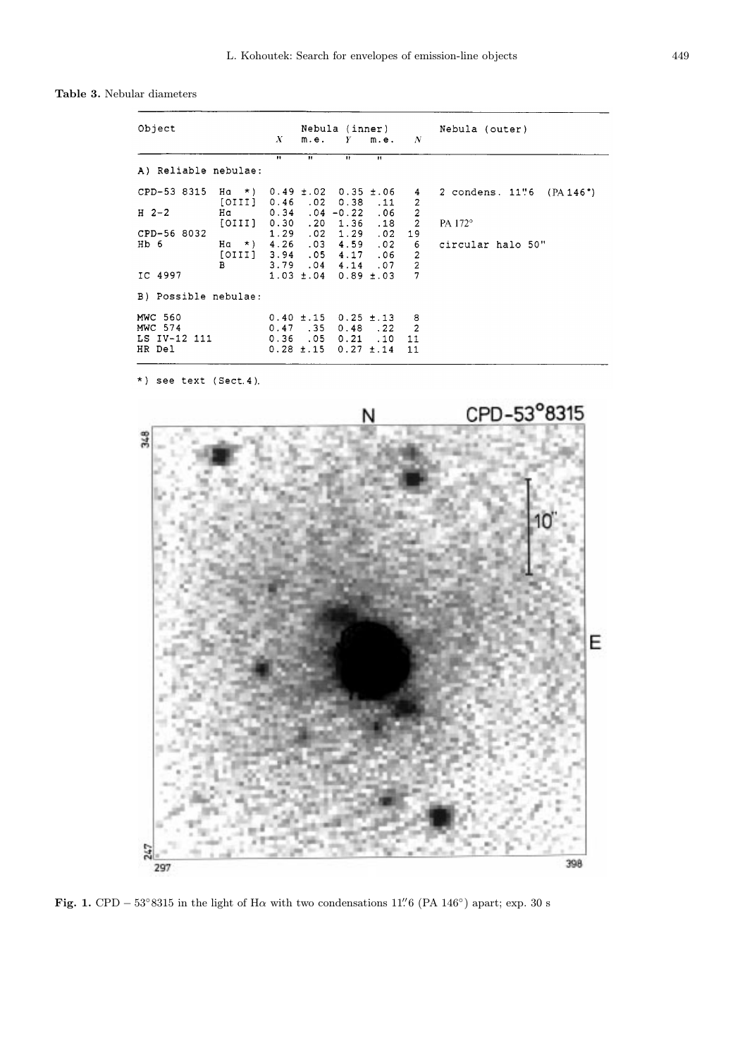**Table 3.** Nebular diameters

| Object | | Nebula (inner) $X$ | m.e. | $Y$ | m.e. | $N$ | Nebula (outer) |
|---|---|---|---|---|---|---|---|
| | | " | " | " | " | | |
| A) Reliable nebulae: | | | | | | | |
| CPD-53 8315 | Hα *) | 0.49 | ±.02 | 0.35 | ±.06 | 4 | 2 condens. 11".6 (PA 146°) |
| | [OIII] | 0.46 | .02 | 0.38 | .11 | 2 | |
| H 2-2 | Hα | 0.34 | .04 | -0.22 | .06 | 2 | |
| | [OIII] | 0.30 | .20 | 1.36 | .18 | 2 | PA 172° |
| CPD-56 8032 | | 1.29 | .02 | 1.29 | .02 | 19 | |
| Hb 6 | Hα *) | 4.26 | .03 | 4.59 | .02 | 6 | circular halo 50" |
| | [OIII] | 3.94 | .05 | 4.17 | .06 | 2 | |
| | B | 3.79 | .04 | 4.14 | .07 | 2 | |
| IC 4997 | | 1.03 | ±.04 | 0.89 | ±.03 | 7 | |
| B) Possible nebulae: | | | | | | | |
| MWC 560 | | 0.40 | ±.15 | 0.25 | ±.13 | 8 | |
| MWC 574 | | 0.47 | .35 | 0.48 | .22 | 2 | |
| LS IV-12 111 | | 0.36 | .05 | 0.21 | .10 | 11 | |
| HR Del | | 0.28 | ±.15 | 0.27 | ±.14 | 11 | |

*) see text (Sect. 4).

**Fig. 1.** CPD $-53°8315$ in the light of Hα with two condensations 11".6 (PA 146°) apart; exp. 30 s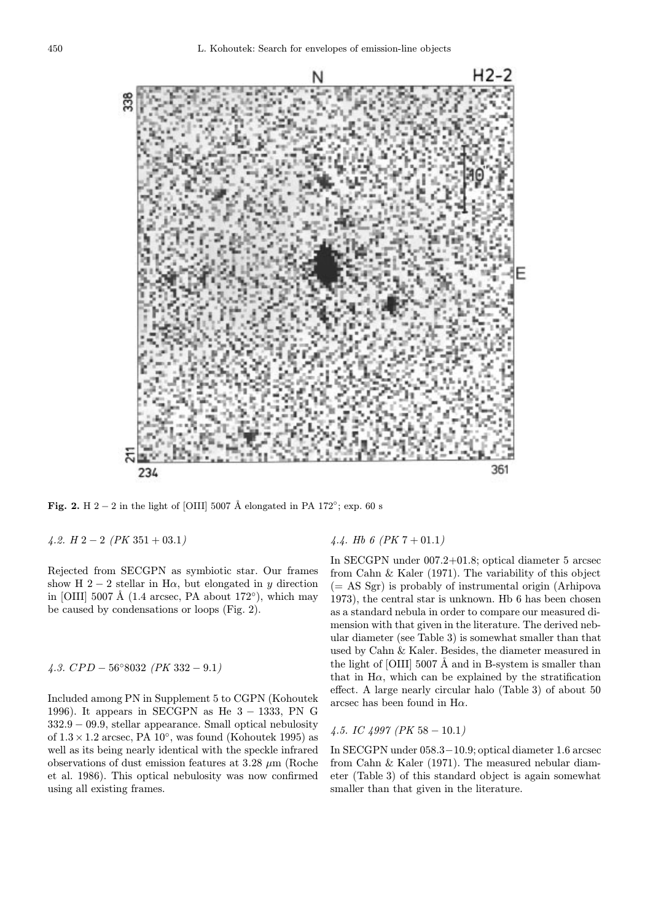**Fig. 2.** H 2 − 2 in the light of [OIII] 5007 Å elongated in PA 172°; exp. 60 s

### 4.2. H 2 − 2 (PK 351 + 03.1)

Rejected from SECGPN as symbiotic star. Our frames show H 2 − 2 stellar in Hα, but elongated in $y$ direction in [OIII] 5007 Å (1.4 arcsec, PA about 172°), which may be caused by condensations or loops (Fig. 2).

### 4.3. CPD − 56°8032 (PK 332 − 9.1)

Included among PN in Supplement 5 to CGPN (Kohoutek 1996). It appears in SECGPN as He 3 − 1333, PN G 332.9 − 09.9, stellar appearance. Small optical nebulosity of $1.3 \times 1.2$ arcsec, PA 10°, was found (Kohoutek 1995) as well as its being nearly identical with the speckle infrared observations of dust emission features at 3.28 $\mu$m (Roche et al. 1986). This optical nebulosity was now confirmed using all existing frames.

### 4.4. Hb 6 (PK 7 + 01.1)

In SECGPN under 007.2+01.8; optical diameter 5 arcsec from Cahn & Kaler (1971). The variability of this object (= AS Sgr) is probably of instrumental origin (Arhipova 1973), the central star is unknown. Hb 6 has been chosen as a standard nebula in order to compare our measured dimension with that given in the literature. The derived nebular diameter (see Table 3) is somewhat smaller than that used by Cahn & Kaler. Besides, the diameter measured in the light of [OIII] 5007 Å and in B-system is smaller than that in Hα, which can be explained by the stratification effect. A large nearly circular halo (Table 3) of about 50 arcsec has been found in Hα.

### 4.5. IC 4997 (PK 58 − 10.1)

In SECGPN under 058.3−10.9; optical diameter 1.6 arcsec from Cahn & Kaler (1971). The measured nebular diameter (Table 3) of this standard object is again somewhat smaller than that given in the literature.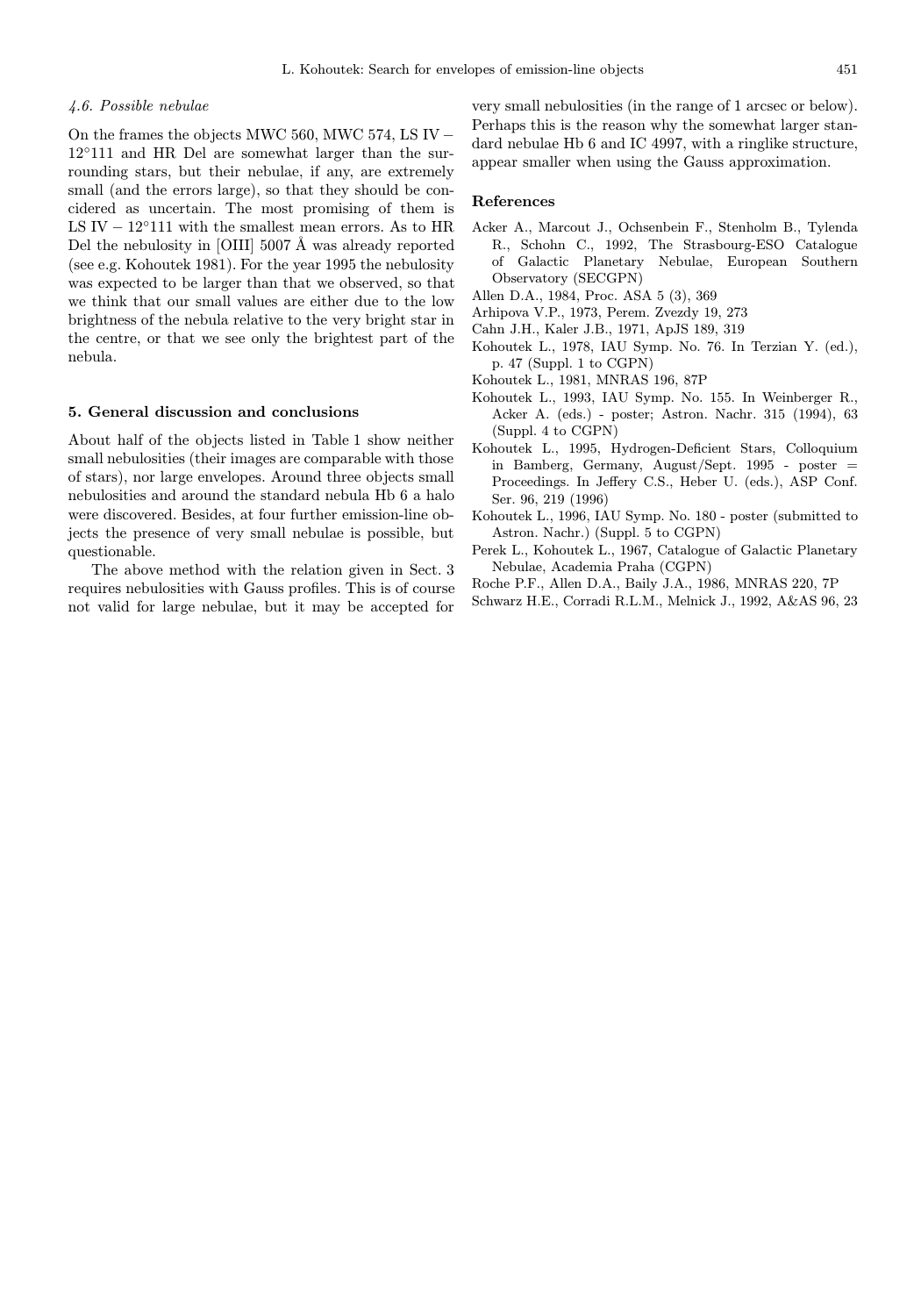### 4.6. Possible nebulae

On the frames the objects MWC 560, MWC 574, LS IV $-$ 12°111 and HR Del are somewhat larger than the surrounding stars, but their nebulae, if any, are extremely small (and the errors large), so that they should be concidered as uncertain. The most promising of them is LS IV $-$ 12°111 with the smallest mean errors. As to HR Del the nebulosity in [OIII] 5007 Å was already reported (see e.g. Kohoutek 1981). For the year 1995 the nebulosity was expected to be larger than that we observed, so that we think that our small values are either due to the low brightness of the nebula relative to the very bright star in the centre, or that we see only the brightest part of the nebula.

## 5. General discussion and conclusions

About half of the objects listed in Table 1 show neither small nebulosities (their images are comparable with those of stars), nor large envelopes. Around three objects small nebulosities and around the standard nebula Hb 6 a halo were discovered. Besides, at four further emission-line objects the presence of very small nebulae is possible, but questionable.

The above method with the relation given in Sect. 3 requires nebulosities with Gauss profiles. This is of course not valid for large nebulae, but it may be accepted for very small nebulosities (in the range of 1 arcsec or below). Perhaps this is the reason why the somewhat larger standard nebulae Hb 6 and IC 4997, with a ringlike structure, appear smaller when using the Gauss approximation.

## References

Acker A., Marcout J., Ochsenbein F., Stenholm B., Tylenda R., Schohn C., 1992, The Strasbourg-ESO Catalogue of Galactic Planetary Nebulae, European Southern Observatory (SECGPN)

Allen D.A., 1984, Proc. ASA 5 (3), 369

Arhipova V.P., 1973, Perem. Zvezdy 19, 273

Cahn J.H., Kaler J.B., 1971, ApJS 189, 319

Kohoutek L., 1978, IAU Symp. No. 76. In Terzian Y. (ed.), p. 47 (Suppl. 1 to CGPN)

Kohoutek L., 1981, MNRAS 196, 87P

Kohoutek L., 1993, IAU Symp. No. 155. In Weinberger R., Acker A. (eds.) - poster; Astron. Nachr. 315 (1994), 63 (Suppl. 4 to CGPN)

Kohoutek L., 1995, Hydrogen-Deficient Stars, Colloquium in Bamberg, Germany, August/Sept. 1995 - poster = Proceedings. In Jeffery C.S., Heber U. (eds.), ASP Conf. Ser. 96, 219 (1996)

Kohoutek L., 1996, IAU Symp. No. 180 - poster (submitted to Astron. Nachr.) (Suppl. 5 to CGPN)

Perek L., Kohoutek L., 1967, Catalogue of Galactic Planetary Nebulae, Academia Praha (CGPN)

Roche P.F., Allen D.A., Baily J.A., 1986, MNRAS 220, 7P

Schwarz H.E., Corradi R.L.M., Melnick J., 1992, A&AS 96, 23